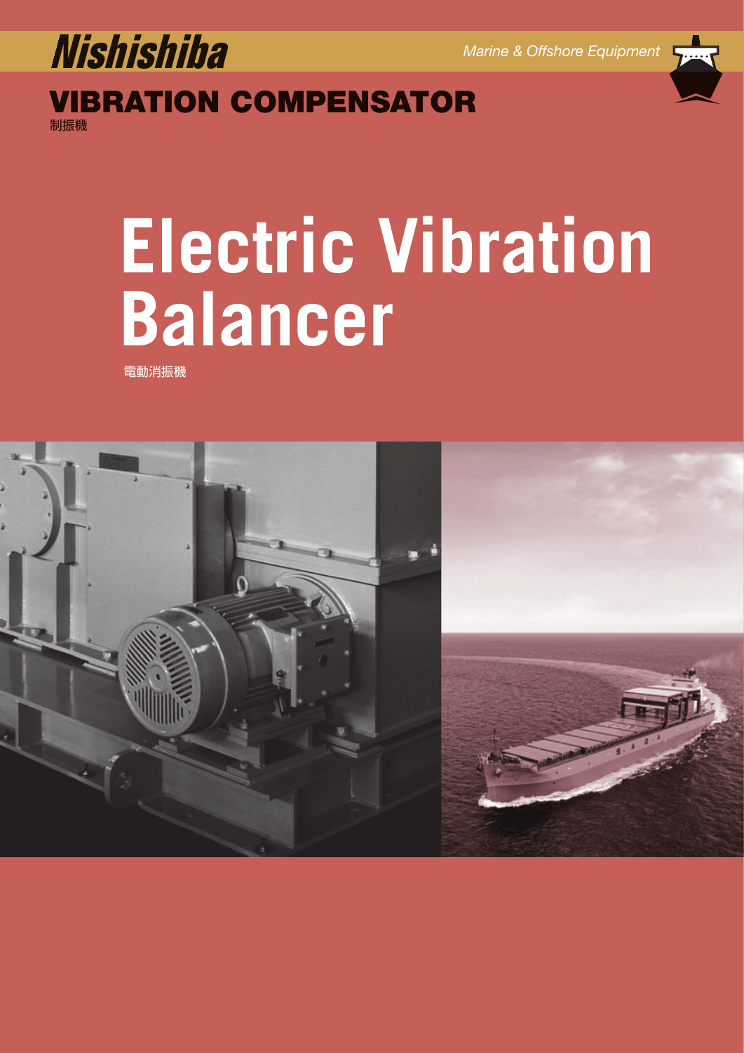Nishishiba

*Marine & Offshore Equipment*

## VIBRATION COMPENSATOR
制振機

# Electric Vibration Balancer
電動消振機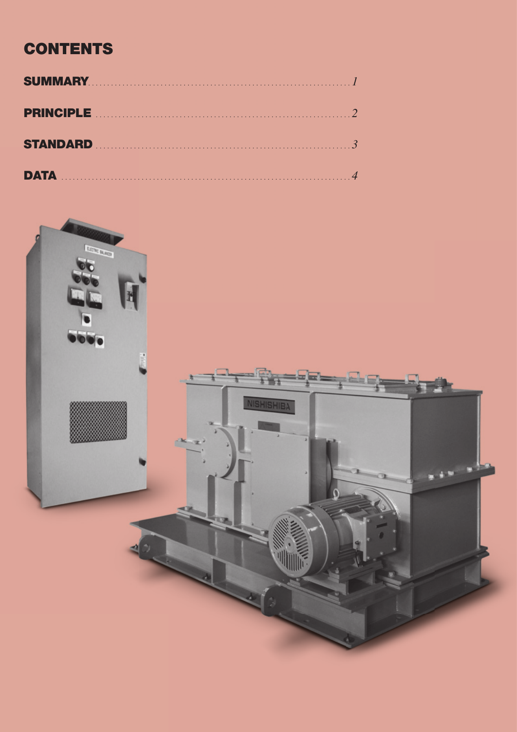# CONTENTS

**SUMMARY** ........................................................................ *1*

**PRINCIPLE** ...................................................................... *2*

**STANDARD** ...................................................................... *3*

**DATA** ............................................................................... *4*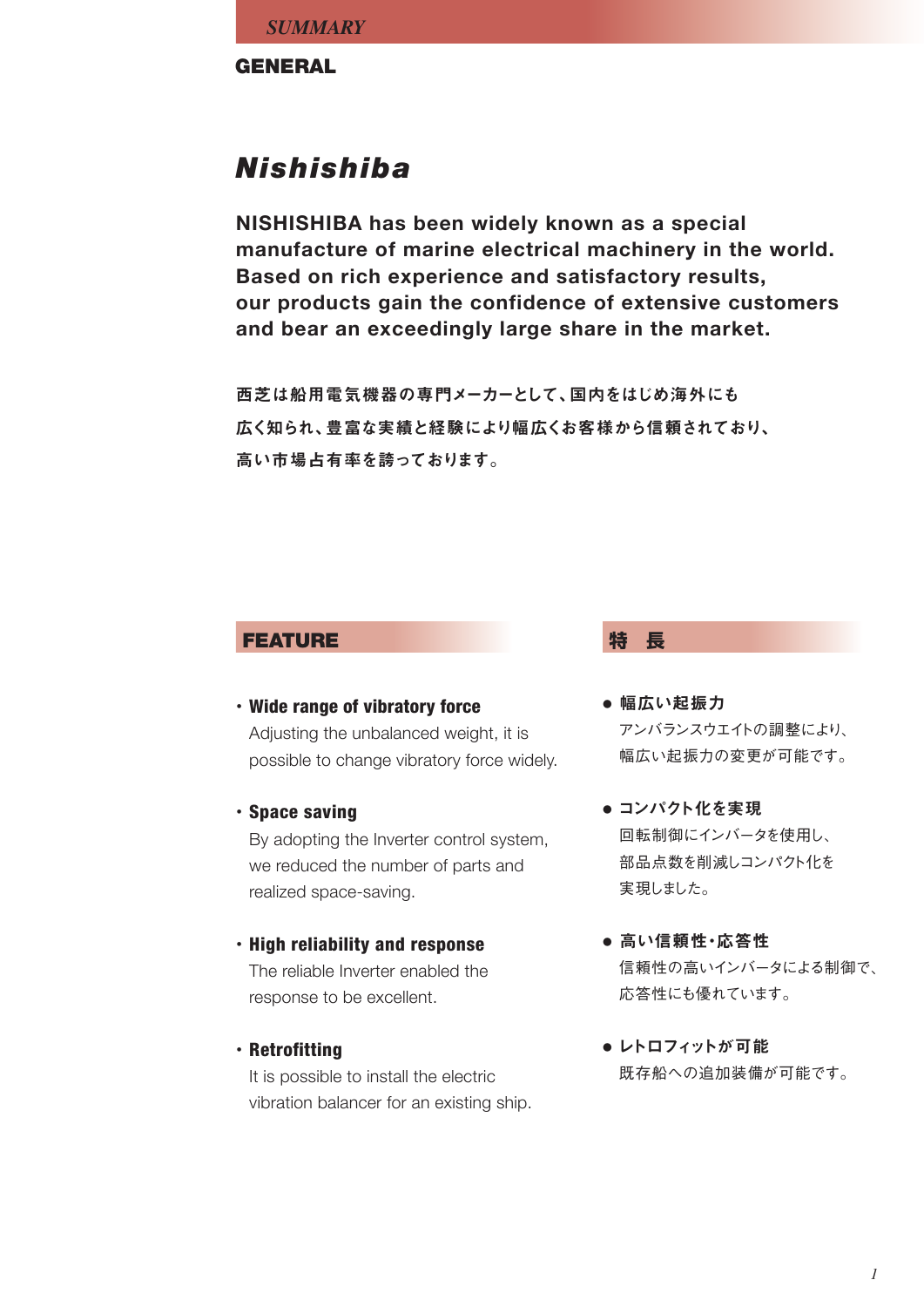*SUMMARY*

## GENERAL

# *Nishishiba*

**NISHISHIBA has been widely known as a special manufacture of marine electrical machinery in the world. Based on rich experience and satisfactory results, our products gain the confidence of extensive customers and bear an exceedingly large share in the market.**

**西芝は船用電気機器の専門メーカーとして、国内をはじめ海外にも広く知られ、豊富な実績と経験により幅広くお客様から信頼されており、高い市場占有率を誇っております。**

## FEATURE

- **Wide range of vibratory force**
  Adjusting the unbalanced weight, it is possible to change vibratory force widely.

- **Space saving**
  By adopting the Inverter control system, we reduced the number of parts and realized space-saving.

- **High reliability and response**
  The reliable Inverter enabled the response to be excellent.

- **Retrofitting**
  It is possible to install the electric vibration balancer for an existing ship.

## 特　長

- **幅広い起振力**
  アンバランスウエイトの調整により、幅広い起振力の変更が可能です。

- **コンパクト化を実現**
  回転制御にインバータを使用し、部品点数を削減しコンパクト化を実現しました。

- **高い信頼性・応答性**
  信頼性の高いインバータによる制御で、応答性にも優れています。

- **レトロフィットが可能**
  既存船への追加装備が可能です。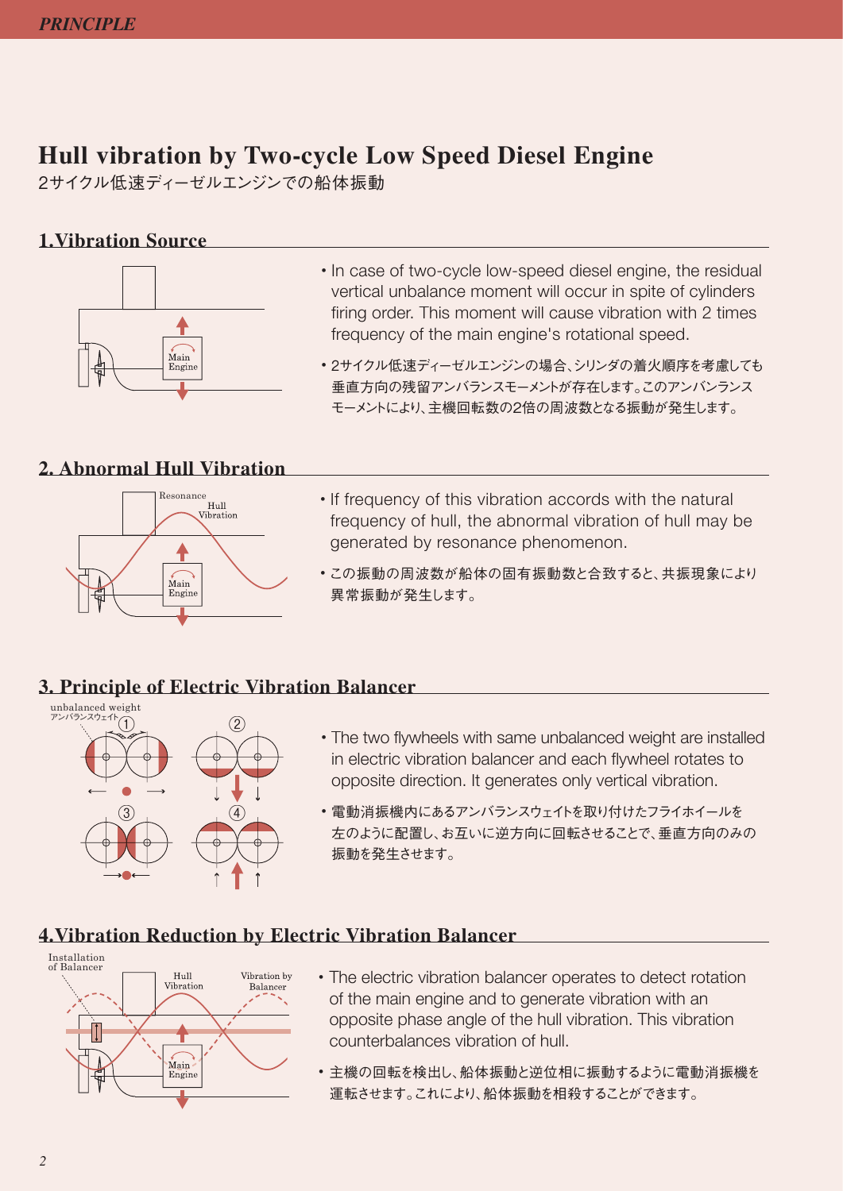# Hull vibration by Two-cycle Low Speed Diesel Engine

2サイクル低速ディーゼルエンジンでの船体振動

## 1.Vibration Source

- In case of two-cycle low-speed diesel engine, the residual vertical unbalance moment will occur in spite of cylinders firing order. This moment will cause vibration with 2 times frequency of the main engine's rotational speed.
- 2サイクル低速ディーゼルエンジンの場合、シリンダの着火順序を考慮しても垂直方向の残留アンバランスモーメントが存在します。このアンバンランスモーメントにより、主機回転数の2倍の周波数となる振動が発生します。

## 2. Abnormal Hull Vibration

- If frequency of this vibration accords with the natural frequency of hull, the abnormal vibration of hull may be generated by resonance phenomenon.
- この振動の周波数が船体の固有振動数と合致すると、共振現象により異常振動が発生します。

## 3. Principle of Electric Vibration Balancer

- The two flywheels with same unbalanced weight are installed in electric vibration balancer and each flywheel rotates to opposite direction. It generates only vertical vibration.
- 電動消振機内にあるアンバランスウェイトを取り付けたフライホイールを左のように配置し、お互いに逆方向に回転させることで、垂直方向のみの振動を発生させます。

## 4.Vibration Reduction by Electric Vibration Balancer

- The electric vibration balancer operates to detect rotation of the main engine and to generate vibration with an opposite phase angle of the hull vibration. This vibration counterbalances vibration of hull.
- 主機の回転を検出し、船体振動と逆位相に振動するように電動消振機を運転させます。これにより、船体振動を相殺することができます。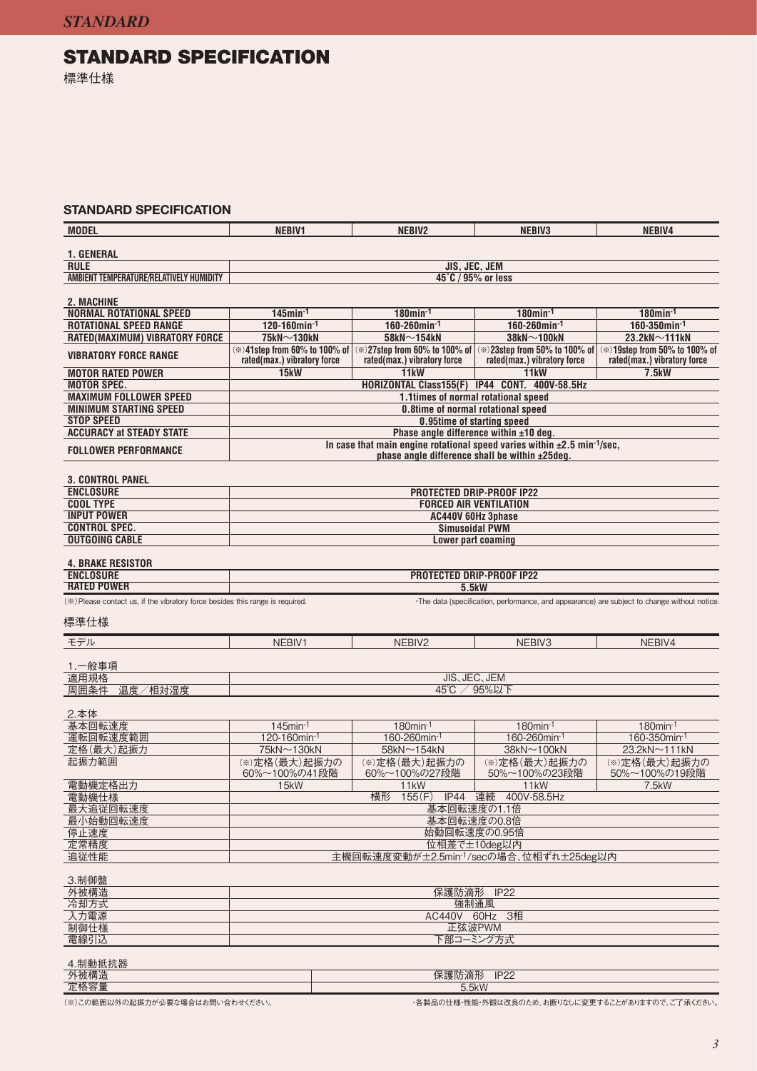# STANDARD SPECIFICATION

標準仕様

## STANDARD SPECIFICATION

| MODEL | NEBIV1 | NEBIV2 | NEBIV3 | NEBIV4 |
|---|---|---|---|---|
| **1. GENERAL** | | | | |
| RULE | JIS, JEC, JEM | | | |
| AMBIENT TEMPERATURE/RELATIVELY HUMIDITY | 45˚C / 95% or less | | | |
| **2. MACHINE** | | | | |
| NORMAL ROTATIONAL SPEED | 145min$^{-1}$ | 180min$^{-1}$ | 180min$^{-1}$ | 180min$^{-1}$ |
| ROTATIONAL SPEED RANGE | 120-160min$^{-1}$ | 160-260min$^{-1}$ | 160-260min$^{-1}$ | 160-350min$^{-1}$ |
| RATED(MAXIMUM) VIBRATORY FORCE | 75kN～130kN | 58kN～154kN | 38kN～100kN | 23.2kN～111kN |
| VIBRATORY FORCE RANGE | (※)41step from 60% to 100% of rated(max.) vibratory force | (※)27step from 60% to 100% of rated(max.) vibratory force | (※)23step from 50% to 100% of rated(max.) vibratory force | (※)19step from 50% to 100% of rated(max.) vibratory force |
| MOTOR RATED POWER | 15kW | 11kW | 11kW | 7.5kW |
| MOTOR SPEC. | HORIZONTAL Class155(F) IP44 CONT. 400V-58.5Hz | | | |
| MAXIMUM FOLLOWER SPEED | 1.1times of normal rotational speed | | | |
| MINIMUM STARTING SPEED | 0.8time of normal rotational speed | | | |
| STOP SPEED | 0.95time of starting speed | | | |
| ACCURACY at STEADY STATE | Phase angle difference within ±10 deg. | | | |
| FOLLOWER PERFORMANCE | In case that main engine rotational speed varies within ±2.5 min$^{-1}$/sec, phase angle difference shall be within ±25deg. | | | |
| **3. CONTROL PANEL** | | | | |
| ENCLOSURE | PROTECTED DRIP-PROOF IP22 | | | |
| COOL TYPE | FORCED AIR VENTILATION | | | |
| INPUT POWER | AC440V 60Hz 3phase | | | |
| CONTROL SPEC. | Simusoidal PWM | | | |
| OUTGOING CABLE | Lower part coaming | | | |
| **4. BRAKE RESISTOR** | | | | |
| ENCLOSURE | PROTECTED DRIP-PROOF IP22 | | | |
| RATED POWER | 5.5kW | | | |

(※)Please contact us, if the vibratory force besides this range is required.

・The data (specification, performance, and appearance) are subject to change without notice.

## 標準仕様

| モデル | NEBIV1 | NEBIV2 | NEBIV3 | NEBIV4 |
|---|---|---|---|---|
| **1.一般事項** | | | | |
| 適用規格 | JIS、JEC、JEM | | | |
| 周囲条件　温度／相対湿度 | 45℃ ／ 95%以下 | | | |
| **2.本体** | | | | |
| 基本回転速度 | 145min$^{-1}$ | 180min$^{-1}$ | 180min$^{-1}$ | 180min$^{-1}$ |
| 運転回転速度範囲 | 120-160min$^{-1}$ | 160-260min$^{-1}$ | 160-260min$^{-1}$ | 160-350min$^{-1}$ |
| 定格(最大)起振力 | 75kN～130kN | 58kN～154kN | 38kN～100kN | 23.2kN～111kN |
| 起振力範囲 | (※)定格(最大)起振力の60%～100%の41段階 | (※)定格(最大)起振力の60%～100%の27段階 | (※)定格(最大)起振力の50%～100%の23段階 | (※)定格(最大)起振力の50%～100%の19段階 |
| 電動機定格出力 | 15kW | 11kW | 11kW | 7.5kW |
| 電動機仕様 | 横形　155(F)　IP44　連続　400V-58.5Hz | | | |
| 最大追従回転速度 | 基本回転速度の1.1倍 | | | |
| 最小始動回転速度 | 基本回転速度の0.8倍 | | | |
| 停止速度 | 始動回転速度の0.95倍 | | | |
| 定常精度 | 位相差で±10deg以内 | | | |
| 追従性能 | 主機回転速度変動が±2.5min$^{-1}$/secの場合、位相ずれ±25deg以内 | | | |
| **3.制御盤** | | | | |
| 外被構造 | 保護防滴形　IP22 | | | |
| 冷却方式 | 強制通風 | | | |
| 入力電源 | AC440V　60Hz　3相 | | | |
| 制御仕様 | 正弦波PWM | | | |
| 電線引込 | 下部コーミング方式 | | | |
| **4.制動抵抗器** | | | | |
| 外被構造 | 保護防滴形　IP22 | | | |
| 定格容量 | 5.5kW | | | |

(※)この範囲以外の起振力が必要な場合はお問い合わせください。

・各製品の仕様・性能・外観は改良のため、お断りなしに変更することがありますので、ご了承ください。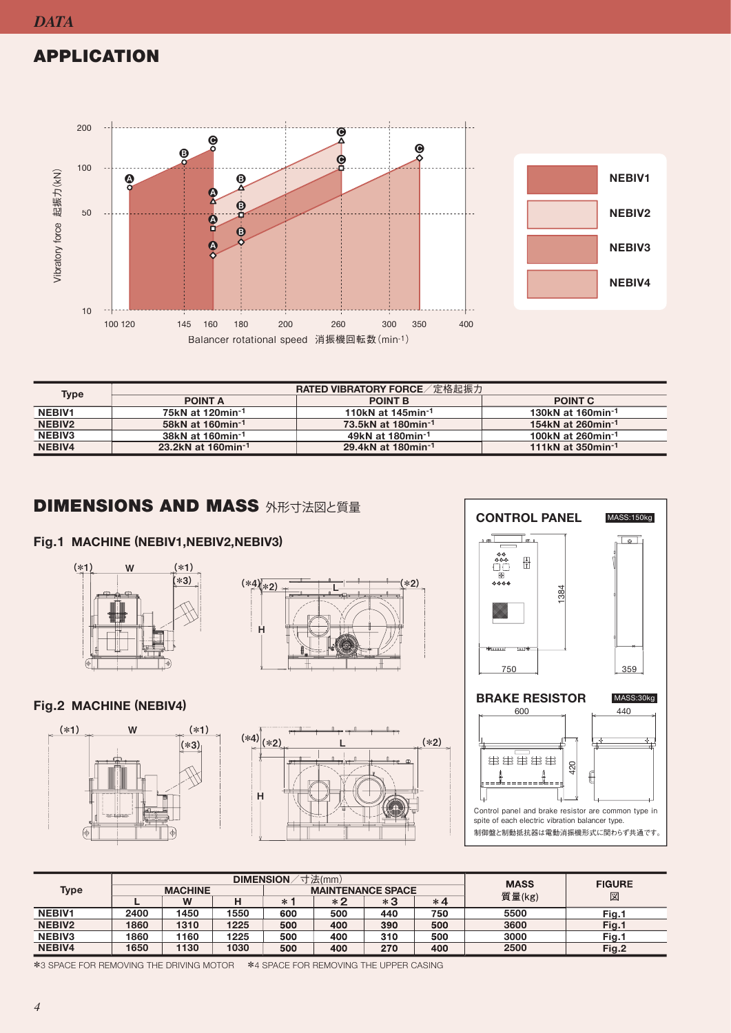## APPLICATION

Vibratory force 起振力(kN)

Balancer rotational speed 消振機回転数(min-1)

NEBIV1
NEBIV2
NEBIV3
NEBIV4

| Type | RATED VIBRATORY FORCE／定格起振力 | | |
|---|---|---|---|
| | POINT A | POINT B | POINT C |
| NEBIV1 | 75kN at 120min$^{-1}$ | 110kN at 145min$^{-1}$ | 130kN at 160min$^{-1}$ |
| NEBIV2 | 58kN at 160min$^{-1}$ | 73.5kN at 180min$^{-1}$ | 154kN at 260min$^{-1}$ |
| NEBIV3 | 38kN at 160min$^{-1}$ | 49kN at 180min$^{-1}$ | 100kN at 260min$^{-1}$ |
| NEBIV4 | 23.2kN at 160min$^{-1}$ | 29.4kN at 180min$^{-1}$ | 111kN at 350min$^{-1}$ |

## DIMENSIONS AND MASS 外形寸法図と質量

### Fig.1 MACHINE (NEBIV1,NEBIV2,NEBIV3)

### Fig.2 MACHINE (NEBIV4)

### CONTROL PANEL

MASS:150kg

### BRAKE RESISTOR

MASS:30kg

Control panel and brake resistor are common type in spite of each electric vibration balancer type.

制御盤と制動抵抗器は電動消振機形式に関わらず共通です。

| Type | DIMENSION／寸法(mm) | | | | | | | MASS 質量(kg) | FIGURE 図 |
|---|---|---|---|---|---|---|---|---|---|
| | MACHINE | | | MAINTENANCE SPACE | | | | | |
| | L | W | H | *1 | *2 | *3 | *4 | | |
| NEBIV1 | 2400 | 1450 | 1550 | 600 | 500 | 440 | 750 | 5500 | Fig.1 |
| NEBIV2 | 1860 | 1310 | 1225 | 500 | 400 | 390 | 500 | 3600 | Fig.1 |
| NEBIV3 | 1860 | 1160 | 1225 | 500 | 400 | 310 | 500 | 3000 | Fig.1 |
| NEBIV4 | 1650 | 1130 | 1030 | 500 | 400 | 270 | 400 | 2500 | Fig.2 |

*3 SPACE FOR REMOVING THE DRIVING MOTOR　*4 SPACE FOR REMOVING THE UPPER CASING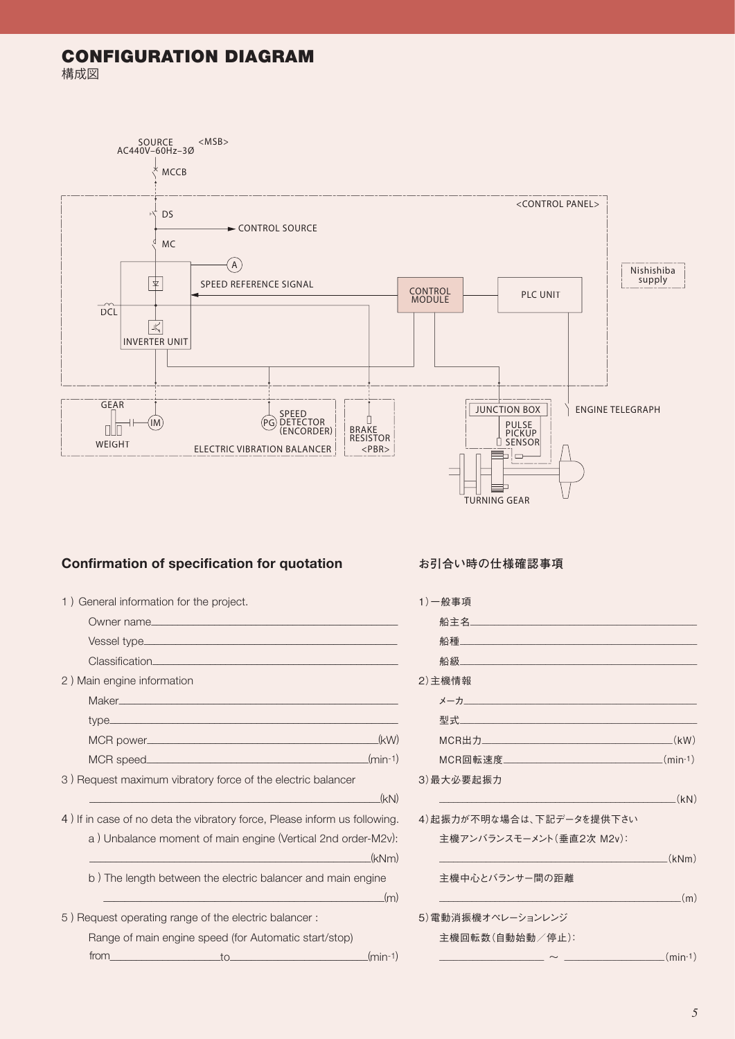# CONFIGURATION DIAGRAM

構成図

SOURCE AC440V–60Hz–3Ø <MSB>

MCCB

<CONTROL PANEL>

DS

CONTROL SOURCE

MC

A

SPEED REFERENCE SIGNAL

CONTROL MODULE

PLC UNIT

Nishishiba supply

DCL

INVERTER UNIT

GEAR

IM

WEIGHT

PG SPEED DETECTOR (ENCORDER)

ELECTRIC VIBRATION BALANCER

BRAKE RESISTOR <PBR>

JUNCTION BOX

PULSE PICKUP SENSOR

ENGINE TELEGRAPH

TURNING GEAR

## Confirmation of specification for quotation

1 ) General information for the project.

Owner name\_\_\_\_\_\_\_\_\_\_\_\_\_\_\_\_\_\_\_\_

Vessel type\_\_\_\_\_\_\_\_\_\_\_\_\_\_\_\_\_\_\_\_

Classification\_\_\_\_\_\_\_\_\_\_\_\_\_\_\_\_\_\_\_\_

2 ) Main engine information

Maker\_\_\_\_\_\_\_\_\_\_\_\_\_\_\_\_\_\_\_\_

type\_\_\_\_\_\_\_\_\_\_\_\_\_\_\_\_\_\_\_\_

MCR power\_\_\_\_\_\_\_\_\_\_\_\_\_\_\_\_\_\_\_\_(kW)

MCR speed\_\_\_\_\_\_\_\_\_\_\_\_\_\_\_\_\_\_\_\_(min-1)

3 ) Request maximum vibratory force of the electric balancer

\_\_\_\_\_\_\_\_\_\_\_\_\_\_\_\_\_\_\_\_(kN)

4 ) If in case of no deta the vibratory force, Please inform us following.

a ) Unbalance moment of main engine (Vertical 2nd order-M2v):

\_\_\_\_\_\_\_\_\_\_\_\_\_\_\_\_\_\_\_\_(kNm)

b ) The length between the electric balancer and main engine

\_\_\_\_\_\_\_\_\_\_\_\_\_\_\_\_\_\_\_\_(m)

5 ) Request operating range of the electric balancer :

Range of main engine speed (for Automatic start/stop)

from\_\_\_\_\_\_\_\_\_\_to\_\_\_\_\_\_\_\_\_\_(min-1)

## お引合い時の仕様確認事項

1)一般事項

船主名\_\_\_\_\_\_\_\_\_\_\_\_\_\_\_\_\_\_\_\_

船種\_\_\_\_\_\_\_\_\_\_\_\_\_\_\_\_\_\_\_\_

船級\_\_\_\_\_\_\_\_\_\_\_\_\_\_\_\_\_\_\_\_

2)主機情報

メーカ\_\_\_\_\_\_\_\_\_\_\_\_\_\_\_\_\_\_\_\_

型式\_\_\_\_\_\_\_\_\_\_\_\_\_\_\_\_\_\_\_\_

MCR出力\_\_\_\_\_\_\_\_\_\_\_\_\_\_\_\_\_\_\_\_(kW)

MCR回転速度\_\_\_\_\_\_\_\_\_\_\_\_\_\_\_\_\_\_\_\_(min-1)

3)最大必要起振力

\_\_\_\_\_\_\_\_\_\_\_\_\_\_\_\_\_\_\_\_(kN)

4)起振力が不明な場合は、下記データを提供下さい

主機アンバランスモーメント(垂直2次 M2v):

\_\_\_\_\_\_\_\_\_\_\_\_\_\_\_\_\_\_\_\_(kNm)

主機中心とバランサー間の距離

\_\_\_\_\_\_\_\_\_\_\_\_\_\_\_\_\_\_\_\_(m)

5)電動消振機オペレーションレンジ

主機回転数(自動始動／停止):

\_\_\_\_\_\_\_\_\_\_ ～ \_\_\_\_\_\_\_\_\_\_(min-1)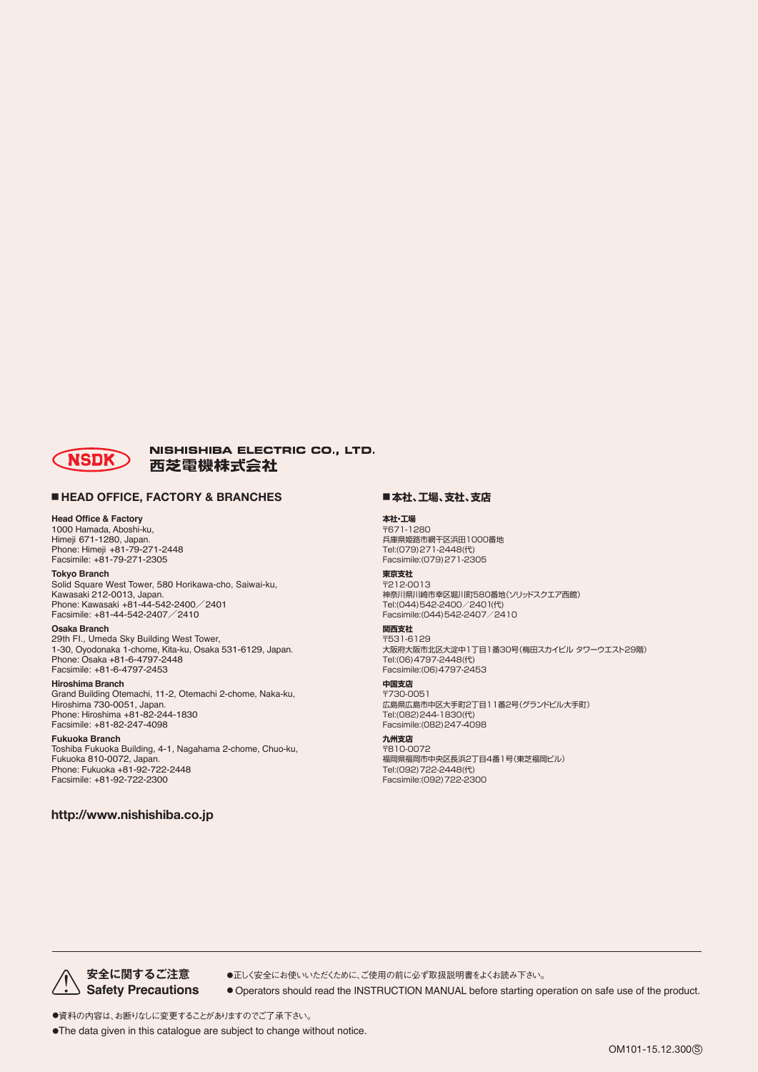NSDK

**NISHISHIBA ELECTRIC CO., LTD.**
**西芝電機株式会社**

## ■ HEAD OFFICE, FACTORY & BRANCHES

**Head Office & Factory**
1000 Hamada, Aboshi-ku,
Himeji 671-1280, Japan.
Phone: Himeji +81-79-271-2448
Facsimile: +81-79-271-2305

**Tokyo Branch**
Solid Square West Tower, 580 Horikawa-cho, Saiwai-ku,
Kawasaki 212-0013, Japan.
Phone: Kawasaki +81-44-542-2400／2401
Facsimile: +81-44-542-2407／2410

**Osaka Branch**
29th Fl., Umeda Sky Building West Tower,
1-30, Oyodonaka 1-chome, Kita-ku, Osaka 531-6129, Japan.
Phone: Osaka +81-6-4797-2448
Facsimile: +81-6-4797-2453

**Hiroshima Branch**
Grand Building Otemachi, 11-2, Otemachi 2-chome, Naka-ku,
Hiroshima 730-0051, Japan.
Phone: Hiroshima +81-82-244-1830
Facsimile: +81-82-247-4098

**Fukuoka Branch**
Toshiba Fukuoka Building, 4-1, Nagahama 2-chome, Chuo-ku,
Fukuoka 810-0072, Japan.
Phone: Fukuoka +81-92-722-2448
Facsimile: +81-92-722-2300

**http://www.nishishiba.co.jp**

## ■本社､工場､支社､支店

**本社･工場**
〒671-1280
兵庫県姫路市網干区浜田1000番地
Tel:(079)271-2448(代)
Facsimile:(079)271-2305

**東京支社**
〒212-0013
神奈川県川崎市幸区堀川町580番地(ソリッドスクエア西館)
Tel:(044)542-2400／2401(代)
Facsimile:(044)542-2407／2410

**関西支社**
〒531-6129
大阪府大阪市北区大淀中1丁目1番30号(梅田スカイビル タワーウエスト29階)
Tel:(06)4797-2448(代)
Facsimile:(06)4797-2453

**中国支店**
〒730-0051
広島県広島市中区大手町2丁目11番2号(グランドビル大手町)
Tel:(082)244-1830(代)
Facsimile:(082)247-4098

**九州支店**
〒810-0072
福岡県福岡市中央区長浜2丁目4番1号(東芝福岡ビル)
Tel:(092)722-2448(代)
Facsimile:(092)722-2300

---

**安全に関するご注意**
**Safety Precautions**

●正しく安全にお使いいただくために､ご使用の前に必ず取扱説明書をよくお読み下さい｡
● Operators should read the INSTRUCTION MANUAL before starting operation on safe use of the product.

●資料の内容は､お断りなしに変更することがありますのでご了承下さい｡
●The data given in this catalogue are subject to change without notice.

OM101-15.12.300Ⓢ